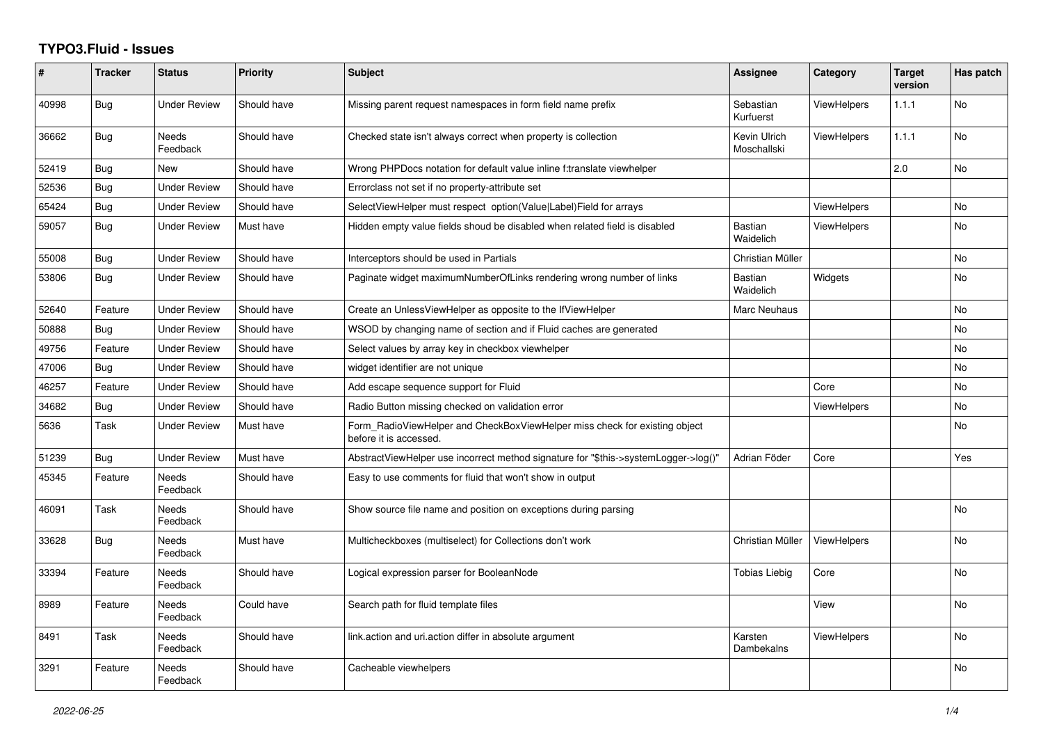# TYPO3.Fluid - Issues

| # | Tracker | Status | Priority | Subject | Assignee | Category | Target version | Has patch |
|---|---|---|---|---|---|---|---|---|
| 40998 | Bug | Under Review | Should have | Missing parent request namespaces in form field name prefix | Sebastian Kurfuerst | ViewHelpers | 1.1.1 | No |
| 36662 | Bug | Needs Feedback | Should have | Checked state isn't always correct when property is collection | Kevin Ulrich Moschallski | ViewHelpers | 1.1.1 | No |
| 52419 | Bug | New | Should have | Wrong PHPDocs notation for default value inline f:translate viewhelper | | | 2.0 | No |
| 52536 | Bug | Under Review | Should have | Errorclass not set if no property-attribute set | | | | |
| 65424 | Bug | Under Review | Should have | SelectViewHelper must respect option(Value\|Label)Field for arrays | | ViewHelpers | | No |
| 59057 | Bug | Under Review | Must have | Hidden empty value fields shoud be disabled when related field is disabled | Bastian Waidelich | ViewHelpers | | No |
| 55008 | Bug | Under Review | Should have | Interceptors should be used in Partials | Christian Müller | | | No |
| 53806 | Bug | Under Review | Should have | Paginate widget maximumNumberOfLinks rendering wrong number of links | Bastian Waidelich | Widgets | | No |
| 52640 | Feature | Under Review | Should have | Create an UnlessViewHelper as opposite to the IfViewHelper | Marc Neuhaus | | | No |
| 50888 | Bug | Under Review | Should have | WSOD by changing name of section and if Fluid caches are generated | | | | No |
| 49756 | Feature | Under Review | Should have | Select values by array key in checkbox viewhelper | | | | No |
| 47006 | Bug | Under Review | Should have | widget identifier are not unique | | | | No |
| 46257 | Feature | Under Review | Should have | Add escape sequence support for Fluid | | Core | | No |
| 34682 | Bug | Under Review | Should have | Radio Button missing checked on validation error | | ViewHelpers | | No |
| 5636 | Task | Under Review | Must have | Form_RadioViewHelper and CheckBoxViewHelper miss check for existing object before it is accessed. | | | | No |
| 51239 | Bug | Under Review | Must have | AbstractViewHelper use incorrect method signature for "$this->systemLogger->log()" | Adrian Föder | Core | | Yes |
| 45345 | Feature | Needs Feedback | Should have | Easy to use comments for fluid that won't show in output | | | | |
| 46091 | Task | Needs Feedback | Should have | Show source file name and position on exceptions during parsing | | | | No |
| 33628 | Bug | Needs Feedback | Must have | Multicheckboxes (multiselect) for Collections don't work | Christian Müller | ViewHelpers | | No |
| 33394 | Feature | Needs Feedback | Should have | Logical expression parser for BooleanNode | Tobias Liebig | Core | | No |
| 8989 | Feature | Needs Feedback | Could have | Search path for fluid template files | | View | | No |
| 8491 | Task | Needs Feedback | Should have | link.action and uri.action differ in absolute argument | Karsten Dambekalns | ViewHelpers | | No |
| 3291 | Feature | Needs Feedback | Should have | Cacheable viewhelpers | | | | No |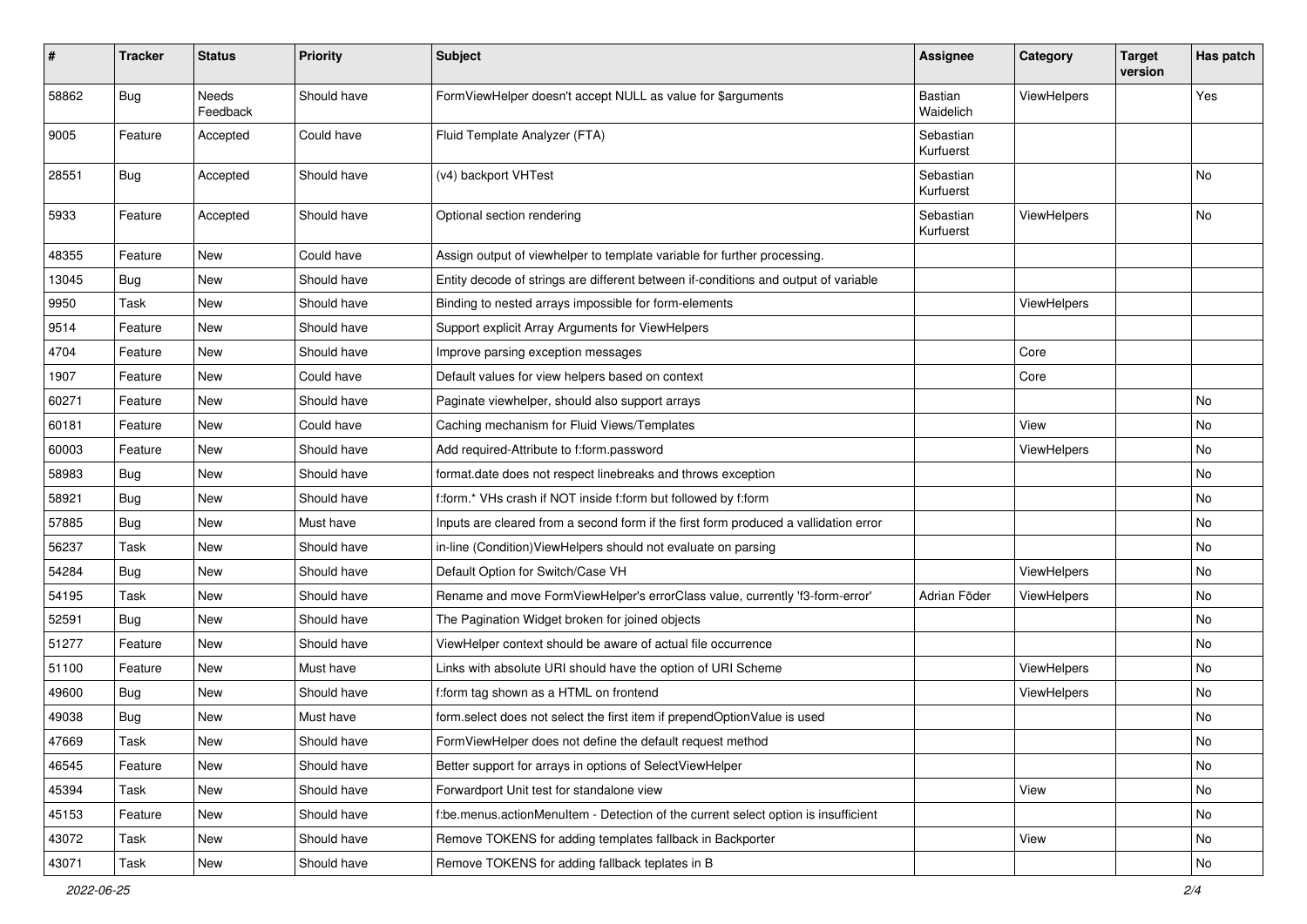| # | Tracker | Status | Priority | Subject | Assignee | Category | Target version | Has patch |
|---|---|---|---|---|---|---|---|---|
| 58862 | Bug | Needs Feedback | Should have | FormViewHelper doesn't accept NULL as value for $arguments | Bastian Waidelich | ViewHelpers | | Yes |
| 9005 | Feature | Accepted | Could have | Fluid Template Analyzer (FTA) | Sebastian Kurfuerst | | | |
| 28551 | Bug | Accepted | Should have | (v4) backport VHTest | Sebastian Kurfuerst | | | No |
| 5933 | Feature | Accepted | Should have | Optional section rendering | Sebastian Kurfuerst | ViewHelpers | | No |
| 48355 | Feature | New | Could have | Assign output of viewhelper to template variable for further processing. | | | | |
| 13045 | Bug | New | Should have | Entity decode of strings are different between if-conditions and output of variable | | | | |
| 9950 | Task | New | Should have | Binding to nested arrays impossible for form-elements | | ViewHelpers | | |
| 9514 | Feature | New | Should have | Support explicit Array Arguments for ViewHelpers | | | | |
| 4704 | Feature | New | Should have | Improve parsing exception messages | | Core | | |
| 1907 | Feature | New | Could have | Default values for view helpers based on context | | Core | | |
| 60271 | Feature | New | Should have | Paginate viewhelper, should also support arrays | | | | No |
| 60181 | Feature | New | Could have | Caching mechanism for Fluid Views/Templates | | View | | No |
| 60003 | Feature | New | Should have | Add required-Attribute to f:form.password | | ViewHelpers | | No |
| 58983 | Bug | New | Should have | format.date does not respect linebreaks and throws exception | | | | No |
| 58921 | Bug | New | Should have | f:form.* VHs crash if NOT inside f:form but followed by f:form | | | | No |
| 57885 | Bug | New | Must have | Inputs are cleared from a second form if the first form produced a vallidation error | | | | No |
| 56237 | Task | New | Should have | in-line (Condition)ViewHelpers should not evaluate on parsing | | | | No |
| 54284 | Bug | New | Should have | Default Option for Switch/Case VH | | ViewHelpers | | No |
| 54195 | Task | New | Should have | Rename and move FormViewHelper's errorClass value, currently 'f3-form-error' | Adrian Föder | ViewHelpers | | No |
| 52591 | Bug | New | Should have | The Pagination Widget broken for joined objects | | | | No |
| 51277 | Feature | New | Should have | ViewHelper context should be aware of actual file occurrence | | | | No |
| 51100 | Feature | New | Must have | Links with absolute URI should have the option of URI Scheme | | ViewHelpers | | No |
| 49600 | Bug | New | Should have | f:form tag shown as a HTML on frontend | | ViewHelpers | | No |
| 49038 | Bug | New | Must have | form.select does not select the first item if prependOptionValue is used | | | | No |
| 47669 | Task | New | Should have | FormViewHelper does not define the default request method | | | | No |
| 46545 | Feature | New | Should have | Better support for arrays in options of SelectViewHelper | | | | No |
| 45394 | Task | New | Should have | Forwardport Unit test for standalone view | | View | | No |
| 45153 | Feature | New | Should have | f:be.menus.actionMenuItem - Detection of the current select option is insufficient | | | | No |
| 43072 | Task | New | Should have | Remove TOKENS for adding templates fallback in Backporter | | View | | No |
| 43071 | Task | New | Should have | Remove TOKENS for adding fallback teplates in B | | | | No |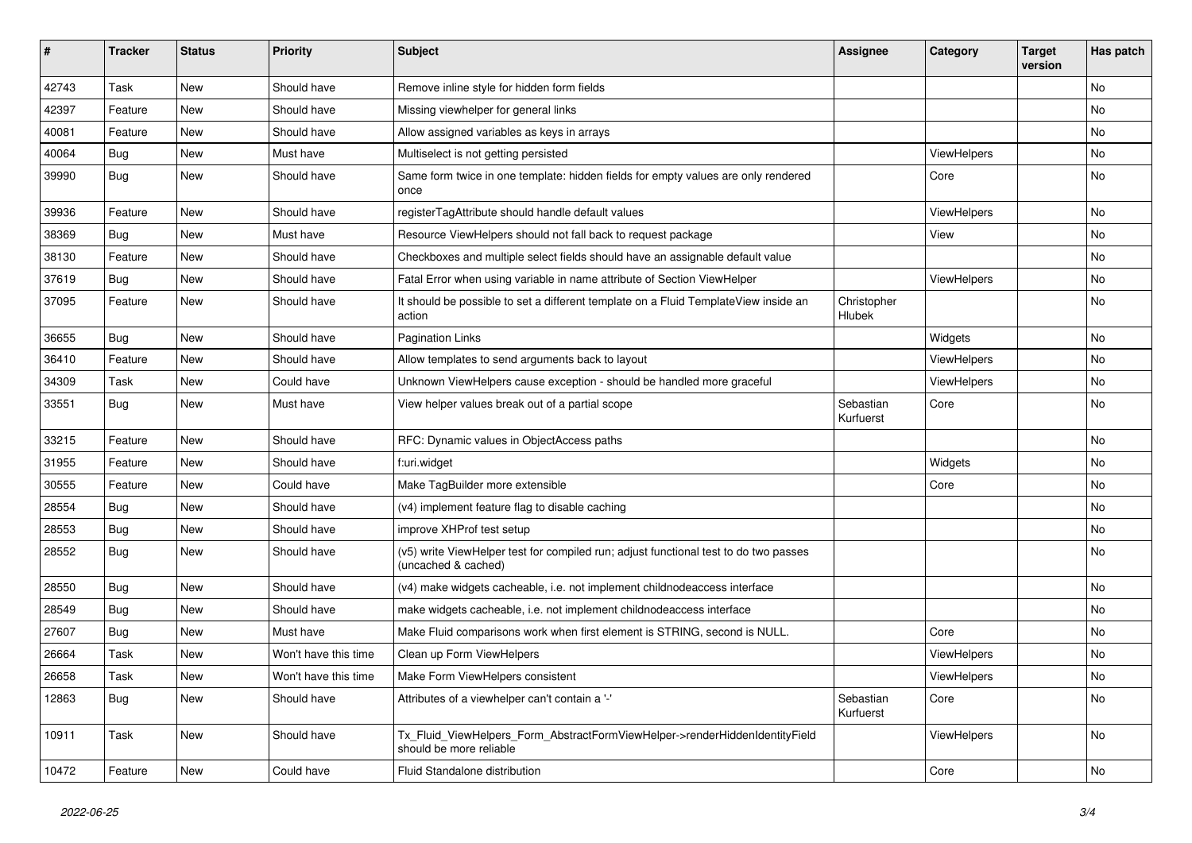| # | Tracker | Status | Priority | Subject | Assignee | Category | Target version | Has patch |
|---|---|---|---|---|---|---|---|---|
| 42743 | Task | New | Should have | Remove inline style for hidden form fields | | | | No |
| 42397 | Feature | New | Should have | Missing viewhelper for general links | | | | No |
| 40081 | Feature | New | Should have | Allow assigned variables as keys in arrays | | | | No |
| 40064 | Bug | New | Must have | Multiselect is not getting persisted | | ViewHelpers | | No |
| 39990 | Bug | New | Should have | Same form twice in one template: hidden fields for empty values are only rendered once | | Core | | No |
| 39936 | Feature | New | Should have | registerTagAttribute should handle default values | | ViewHelpers | | No |
| 38369 | Bug | New | Must have | Resource ViewHelpers should not fall back to request package | | View | | No |
| 38130 | Feature | New | Should have | Checkboxes and multiple select fields should have an assignable default value | | | | No |
| 37619 | Bug | New | Should have | Fatal Error when using variable in name attribute of Section ViewHelper | | ViewHelpers | | No |
| 37095 | Feature | New | Should have | It should be possible to set a different template on a Fluid TemplateView inside an action | Christopher Hlubek | | | No |
| 36655 | Bug | New | Should have | Pagination Links | | Widgets | | No |
| 36410 | Feature | New | Should have | Allow templates to send arguments back to layout | | ViewHelpers | | No |
| 34309 | Task | New | Could have | Unknown ViewHelpers cause exception - should be handled more graceful | | ViewHelpers | | No |
| 33551 | Bug | New | Must have | View helper values break out of a partial scope | Sebastian Kurfuerst | Core | | No |
| 33215 | Feature | New | Should have | RFC: Dynamic values in ObjectAccess paths | | | | No |
| 31955 | Feature | New | Should have | f:uri.widget | | Widgets | | No |
| 30555 | Feature | New | Could have | Make TagBuilder more extensible | | Core | | No |
| 28554 | Bug | New | Should have | (v4) implement feature flag to disable caching | | | | No |
| 28553 | Bug | New | Should have | improve XHProf test setup | | | | No |
| 28552 | Bug | New | Should have | (v5) write ViewHelper test for compiled run; adjust functional test to do two passes (uncached & cached) | | | | No |
| 28550 | Bug | New | Should have | (v4) make widgets cacheable, i.e. not implement childnodeaccess interface | | | | No |
| 28549 | Bug | New | Should have | make widgets cacheable, i.e. not implement childnodeaccess interface | | | | No |
| 27607 | Bug | New | Must have | Make Fluid comparisons work when first element is STRING, second is NULL. | | Core | | No |
| 26664 | Task | New | Won't have this time | Clean up Form ViewHelpers | | ViewHelpers | | No |
| 26658 | Task | New | Won't have this time | Make Form ViewHelpers consistent | | ViewHelpers | | No |
| 12863 | Bug | New | Should have | Attributes of a viewhelper can't contain a '-' | Sebastian Kurfuerst | Core | | No |
| 10911 | Task | New | Should have | Tx_Fluid_ViewHelpers_Form_AbstractFormViewHelper->renderHiddenIdentityField should be more reliable | | ViewHelpers | | No |
| 10472 | Feature | New | Could have | Fluid Standalone distribution | | Core | | No |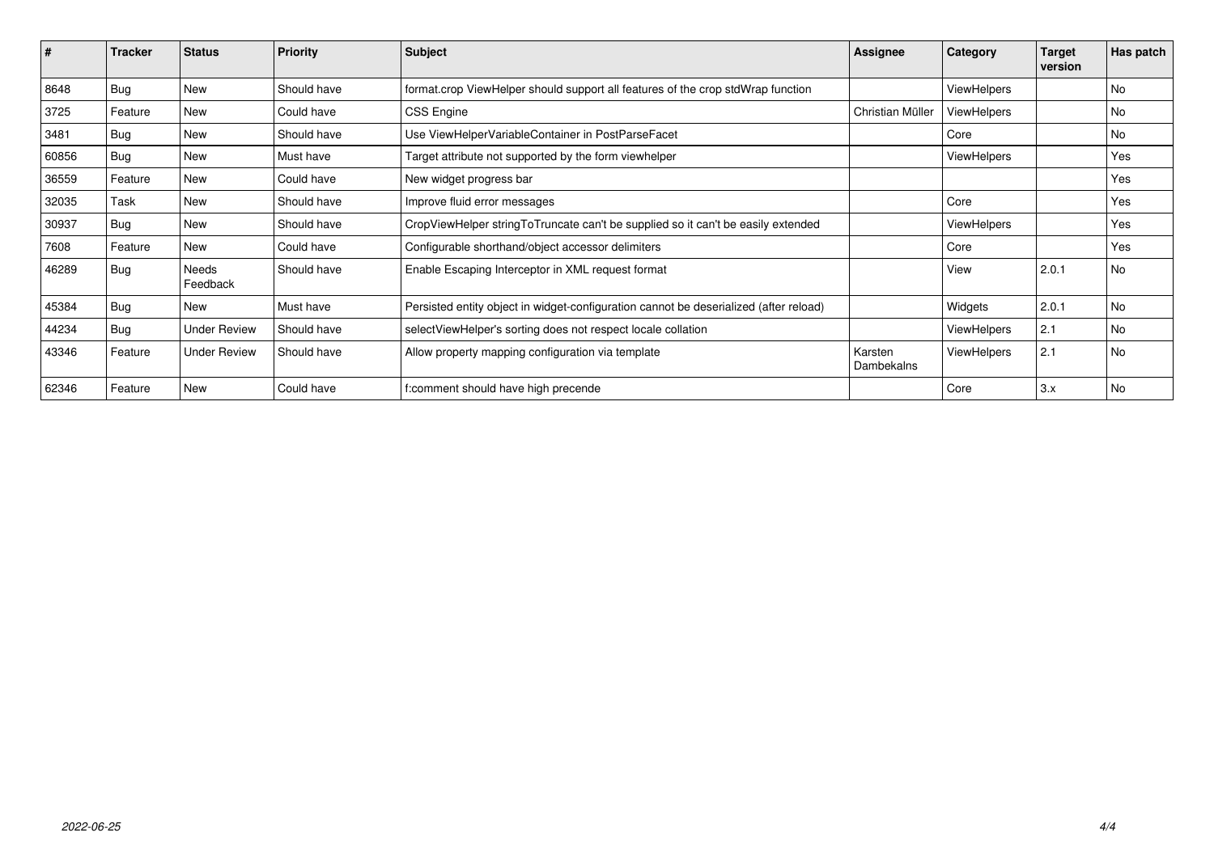| # | Tracker | Status | Priority | Subject | Assignee | Category | Target version | Has patch |
|---|---|---|---|---|---|---|---|---|
| 8648 | Bug | New | Should have | format.crop ViewHelper should support all features of the crop stdWrap function | | ViewHelpers | | No |
| 3725 | Feature | New | Could have | CSS Engine | Christian Müller | ViewHelpers | | No |
| 3481 | Bug | New | Should have | Use ViewHelperVariableContainer in PostParseFacet | | Core | | No |
| 60856 | Bug | New | Must have | Target attribute not supported by the form viewhelper | | ViewHelpers | | Yes |
| 36559 | Feature | New | Could have | New widget progress bar | | | | Yes |
| 32035 | Task | New | Should have | Improve fluid error messages | | Core | | Yes |
| 30937 | Bug | New | Should have | CropViewHelper stringToTruncate can't be supplied so it can't be easily extended | | ViewHelpers | | Yes |
| 7608 | Feature | New | Could have | Configurable shorthand/object accessor delimiters | | Core | | Yes |
| 46289 | Bug | Needs Feedback | Should have | Enable Escaping Interceptor in XML request format | | View | 2.0.1 | No |
| 45384 | Bug | New | Must have | Persisted entity object in widget-configuration cannot be deserialized (after reload) | | Widgets | 2.0.1 | No |
| 44234 | Bug | Under Review | Should have | selectViewHelper's sorting does not respect locale collation | | ViewHelpers | 2.1 | No |
| 43346 | Feature | Under Review | Should have | Allow property mapping configuration via template | Karsten Dambekalns | ViewHelpers | 2.1 | No |
| 62346 | Feature | New | Could have | f:comment should have high precende | | Core | 3.x | No |